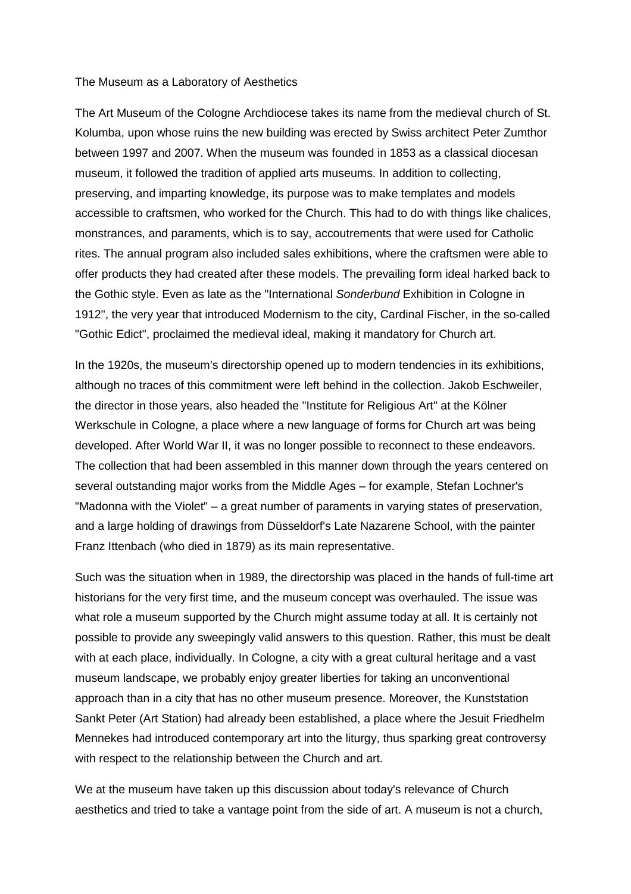# The Museum as a Laboratory of Aesthetics

The Art Museum of the Cologne Archdiocese takes its name from the medieval church of St. Kolumba, upon whose ruins the new building was erected by Swiss architect Peter Zumthor between 1997 and 2007. When the museum was founded in 1853 as a classical diocesan museum, it followed the tradition of applied arts museums. In addition to collecting, preserving, and imparting knowledge, its purpose was to make templates and models accessible to craftsmen, who worked for the Church. This had to do with things like chalices, monstrances, and paraments, which is to say, accoutrements that were used for Catholic rites. The annual program also included sales exhibitions, where the craftsmen were able to offer products they had created after these models. The prevailing form ideal harked back to the Gothic style. Even as late as the "International *Sonderbund* Exhibition in Cologne in 1912", the very year that introduced Modernism to the city, Cardinal Fischer, in the so-called "Gothic Edict", proclaimed the medieval ideal, making it mandatory for Church art.

In the 1920s, the museum's directorship opened up to modern tendencies in its exhibitions, although no traces of this commitment were left behind in the collection. Jakob Eschweiler, the director in those years, also headed the "Institute for Religious Art" at the Kölner Werkschule in Cologne, a place where a new language of forms for Church art was being developed. After World War II, it was no longer possible to reconnect to these endeavors. The collection that had been assembled in this manner down through the years centered on several outstanding major works from the Middle Ages – for example, Stefan Lochner's "Madonna with the Violet" – a great number of paraments in varying states of preservation, and a large holding of drawings from Düsseldorf's Late Nazarene School, with the painter Franz Ittenbach (who died in 1879) as its main representative.

Such was the situation when in 1989, the directorship was placed in the hands of full-time art historians for the very first time, and the museum concept was overhauled. The issue was what role a museum supported by the Church might assume today at all. It is certainly not possible to provide any sweepingly valid answers to this question. Rather, this must be dealt with at each place, individually. In Cologne, a city with a great cultural heritage and a vast museum landscape, we probably enjoy greater liberties for taking an unconventional approach than in a city that has no other museum presence. Moreover, the Kunststation Sankt Peter (Art Station) had already been established, a place where the Jesuit Friedhelm Mennekes had introduced contemporary art into the liturgy, thus sparking great controversy with respect to the relationship between the Church and art.

We at the museum have taken up this discussion about today's relevance of Church aesthetics and tried to take a vantage point from the side of art. A museum is not a church,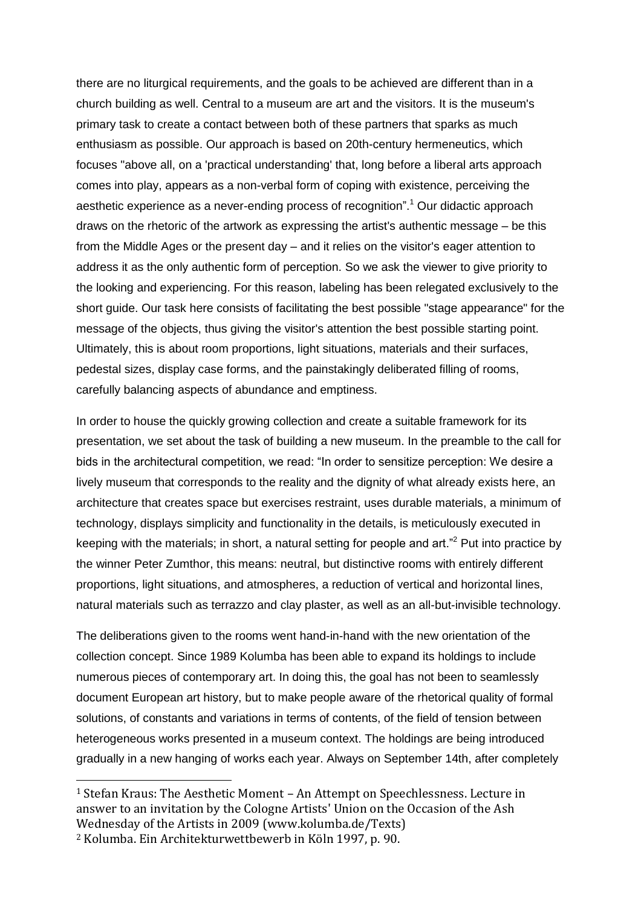there are no liturgical requirements, and the goals to be achieved are different than in a church building as well. Central to a museum are art and the visitors. It is the museum's primary task to create a contact between both of these partners that sparks as much enthusiasm as possible. Our approach is based on 20th-century hermeneutics, which focuses "above all, on a 'practical understanding' that, long before a liberal arts approach comes into play, appears as a non-verbal form of coping with existence, perceiving the aesthetic experience as a never-ending process of recognition".[1] Our didactic approach draws on the rhetoric of the artwork as expressing the artist's authentic message – be this from the Middle Ages or the present day – and it relies on the visitor's eager attention to address it as the only authentic form of perception. So we ask the viewer to give priority to the looking and experiencing. For this reason, labeling has been relegated exclusively to the short guide. Our task here consists of facilitating the best possible "stage appearance" for the message of the objects, thus giving the visitor's attention the best possible starting point. Ultimately, this is about room proportions, light situations, materials and their surfaces, pedestal sizes, display case forms, and the painstakingly deliberated filling of rooms, carefully balancing aspects of abundance and emptiness.

In order to house the quickly growing collection and create a suitable framework for its presentation, we set about the task of building a new museum. In the preamble to the call for bids in the architectural competition, we read: "In order to sensitize perception: We desire a lively museum that corresponds to the reality and the dignity of what already exists here, an architecture that creates space but exercises restraint, uses durable materials, a minimum of technology, displays simplicity and functionality in the details, is meticulously executed in keeping with the materials; in short, a natural setting for people and art."[2] Put into practice by the winner Peter Zumthor, this means: neutral, but distinctive rooms with entirely different proportions, light situations, and atmospheres, a reduction of vertical and horizontal lines, natural materials such as terrazzo and clay plaster, as well as an all-but-invisible technology.

The deliberations given to the rooms went hand-in-hand with the new orientation of the collection concept. Since 1989 Kolumba has been able to expand its holdings to include numerous pieces of contemporary art. In doing this, the goal has not been to seamlessly document European art history, but to make people aware of the rhetorical quality of formal solutions, of constants and variations in terms of contents, of the field of tension between heterogeneous works presented in a museum context. The holdings are being introduced gradually in a new hanging of works each year. Always on September 14th, after completely

---

[1] Stefan Kraus: The Aesthetic Moment – An Attempt on Speechlessness. Lecture in answer to an invitation by the Cologne Artists' Union on the Occasion of the Ash Wednesday of the Artists in 2009 (www.kolumba.de/Texts)

[2] Kolumba. Ein Architekturwettbewerb in Köln 1997, p. 90.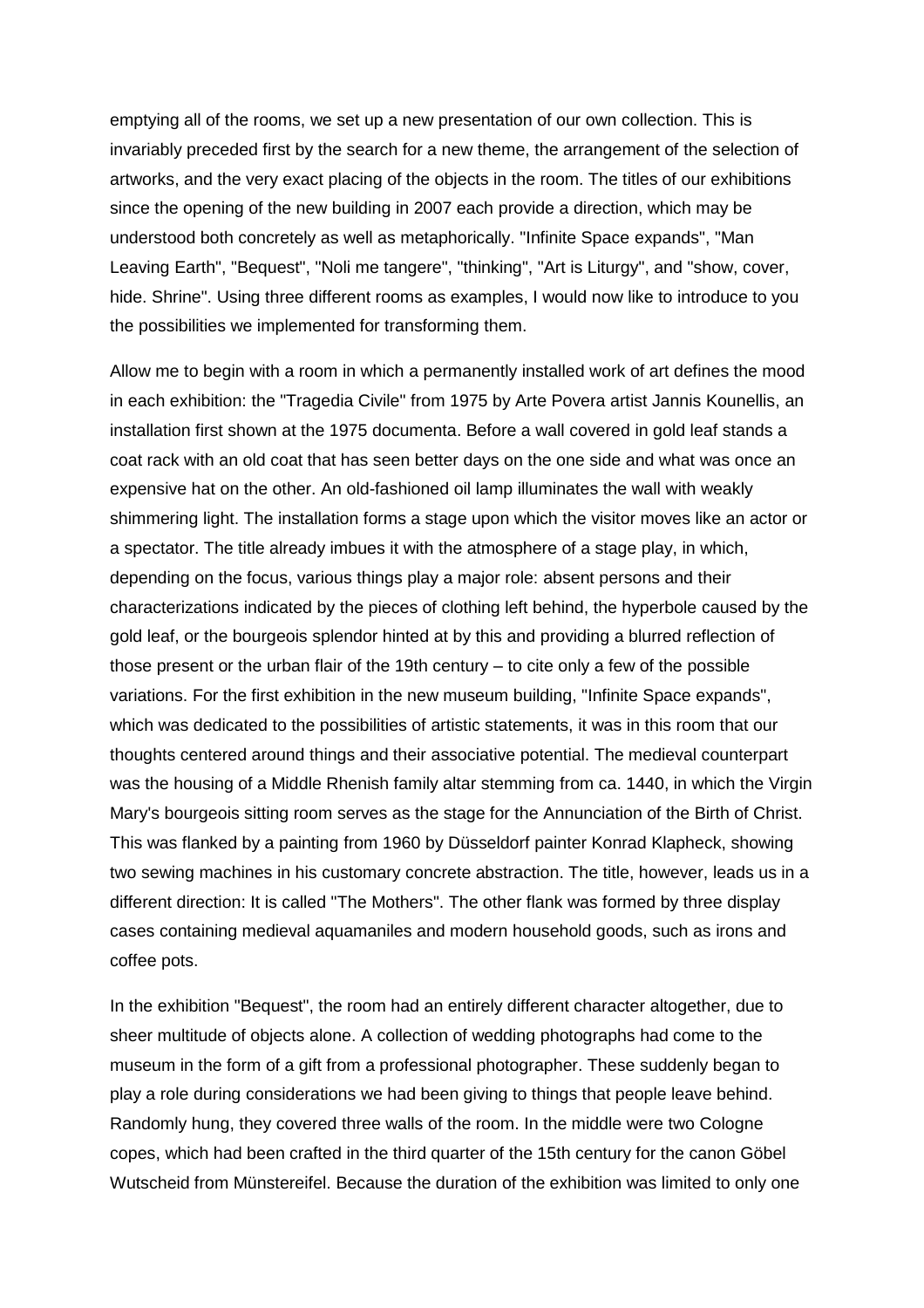emptying all of the rooms, we set up a new presentation of our own collection. This is invariably preceded first by the search for a new theme, the arrangement of the selection of artworks, and the very exact placing of the objects in the room. The titles of our exhibitions since the opening of the new building in 2007 each provide a direction, which may be understood both concretely as well as metaphorically. "Infinite Space expands", "Man Leaving Earth", "Bequest", "Noli me tangere", "thinking", "Art is Liturgy", and "show, cover, hide. Shrine". Using three different rooms as examples, I would now like to introduce to you the possibilities we implemented for transforming them.

Allow me to begin with a room in which a permanently installed work of art defines the mood in each exhibition: the "Tragedia Civile" from 1975 by Arte Povera artist Jannis Kounellis, an installation first shown at the 1975 documenta. Before a wall covered in gold leaf stands a coat rack with an old coat that has seen better days on the one side and what was once an expensive hat on the other. An old-fashioned oil lamp illuminates the wall with weakly shimmering light. The installation forms a stage upon which the visitor moves like an actor or a spectator. The title already imbues it with the atmosphere of a stage play, in which, depending on the focus, various things play a major role: absent persons and their characterizations indicated by the pieces of clothing left behind, the hyperbole caused by the gold leaf, or the bourgeois splendor hinted at by this and providing a blurred reflection of those present or the urban flair of the 19th century – to cite only a few of the possible variations. For the first exhibition in the new museum building, "Infinite Space expands", which was dedicated to the possibilities of artistic statements, it was in this room that our thoughts centered around things and their associative potential. The medieval counterpart was the housing of a Middle Rhenish family altar stemming from ca. 1440, in which the Virgin Mary's bourgeois sitting room serves as the stage for the Annunciation of the Birth of Christ. This was flanked by a painting from 1960 by Düsseldorf painter Konrad Klapheck, showing two sewing machines in his customary concrete abstraction. The title, however, leads us in a different direction: It is called "The Mothers". The other flank was formed by three display cases containing medieval aquamaniles and modern household goods, such as irons and coffee pots.

In the exhibition "Bequest", the room had an entirely different character altogether, due to sheer multitude of objects alone. A collection of wedding photographs had come to the museum in the form of a gift from a professional photographer. These suddenly began to play a role during considerations we had been giving to things that people leave behind. Randomly hung, they covered three walls of the room. In the middle were two Cologne copes, which had been crafted in the third quarter of the 15th century for the canon Göbel Wutscheid from Münstereifel. Because the duration of the exhibition was limited to only one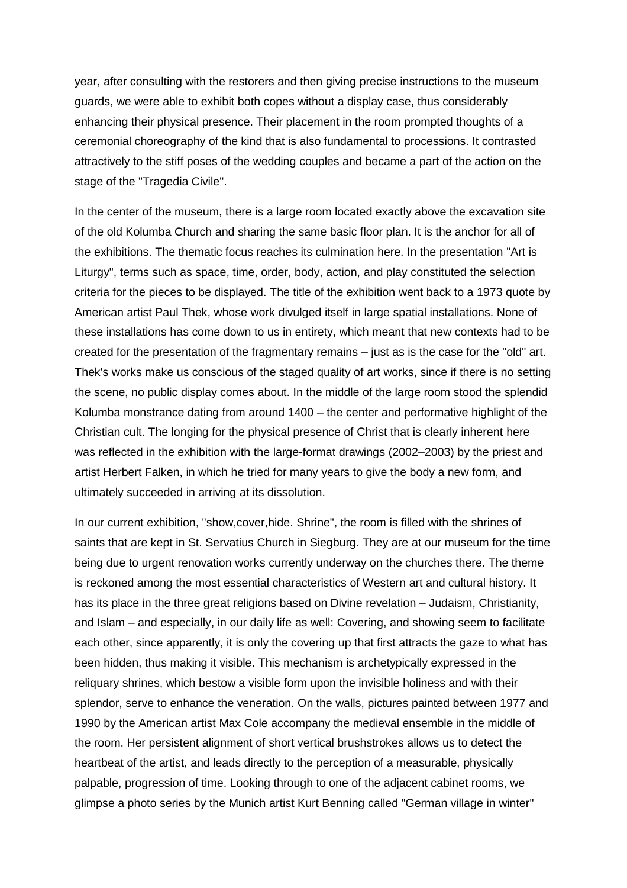year, after consulting with the restorers and then giving precise instructions to the museum guards, we were able to exhibit both copes without a display case, thus considerably enhancing their physical presence. Their placement in the room prompted thoughts of a ceremonial choreography of the kind that is also fundamental to processions. It contrasted attractively to the stiff poses of the wedding couples and became a part of the action on the stage of the "Tragedia Civile".

In the center of the museum, there is a large room located exactly above the excavation site of the old Kolumba Church and sharing the same basic floor plan. It is the anchor for all of the exhibitions. The thematic focus reaches its culmination here. In the presentation "Art is Liturgy", terms such as space, time, order, body, action, and play constituted the selection criteria for the pieces to be displayed. The title of the exhibition went back to a 1973 quote by American artist Paul Thek, whose work divulged itself in large spatial installations. None of these installations has come down to us in entirety, which meant that new contexts had to be created for the presentation of the fragmentary remains – just as is the case for the "old" art. Thek's works make us conscious of the staged quality of art works, since if there is no setting the scene, no public display comes about. In the middle of the large room stood the splendid Kolumba monstrance dating from around 1400 – the center and performative highlight of the Christian cult. The longing for the physical presence of Christ that is clearly inherent here was reflected in the exhibition with the large-format drawings (2002–2003) by the priest and artist Herbert Falken, in which he tried for many years to give the body a new form, and ultimately succeeded in arriving at its dissolution.

In our current exhibition, "show,cover,hide. Shrine", the room is filled with the shrines of saints that are kept in St. Servatius Church in Siegburg. They are at our museum for the time being due to urgent renovation works currently underway on the churches there. The theme is reckoned among the most essential characteristics of Western art and cultural history. It has its place in the three great religions based on Divine revelation – Judaism, Christianity, and Islam – and especially, in our daily life as well: Covering, and showing seem to facilitate each other, since apparently, it is only the covering up that first attracts the gaze to what has been hidden, thus making it visible. This mechanism is archetypically expressed in the reliquary shrines, which bestow a visible form upon the invisible holiness and with their splendor, serve to enhance the veneration. On the walls, pictures painted between 1977 and 1990 by the American artist Max Cole accompany the medieval ensemble in the middle of the room. Her persistent alignment of short vertical brushstrokes allows us to detect the heartbeat of the artist, and leads directly to the perception of a measurable, physically palpable, progression of time. Looking through to one of the adjacent cabinet rooms, we glimpse a photo series by the Munich artist Kurt Benning called "German village in winter"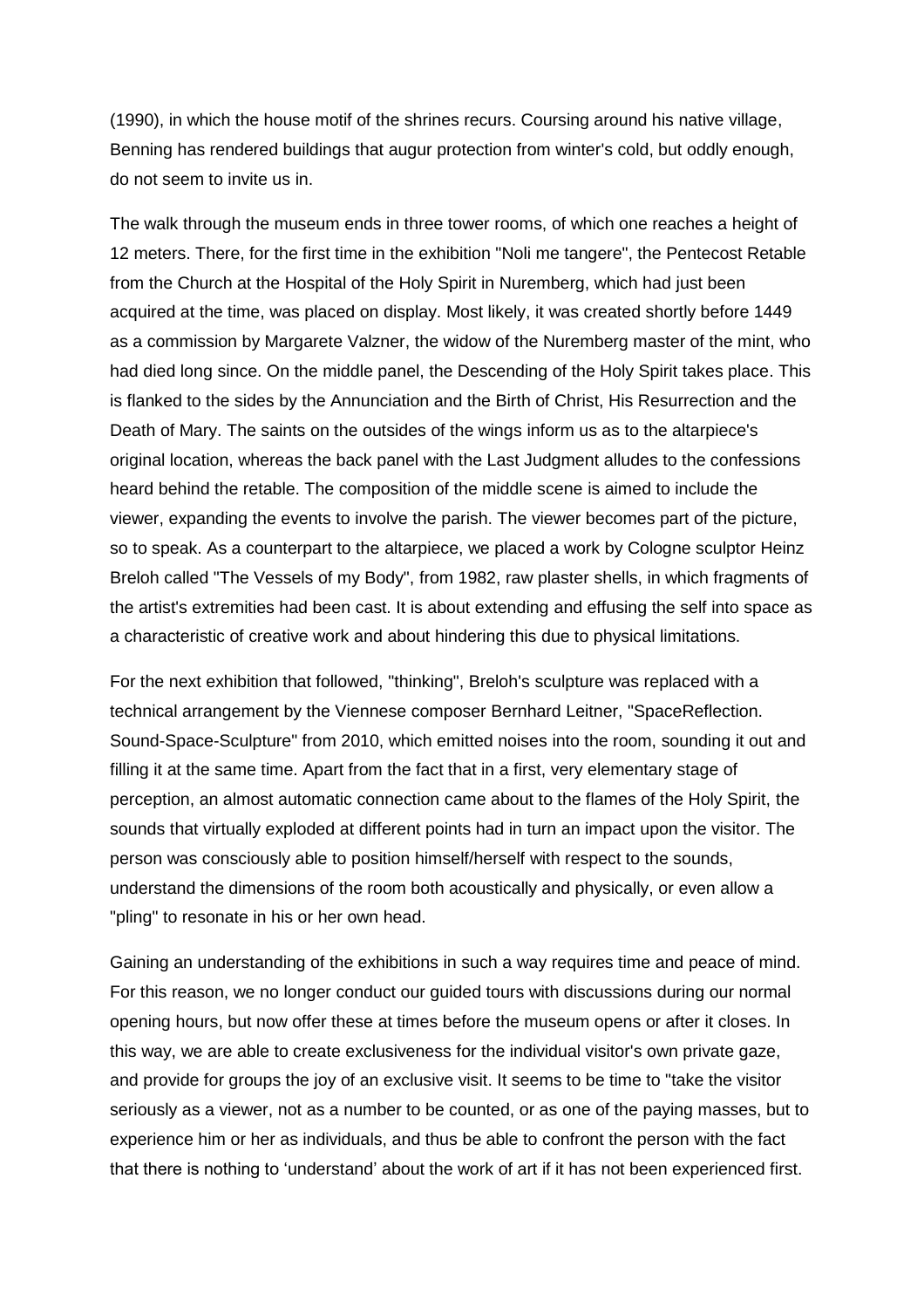(1990), in which the house motif of the shrines recurs. Coursing around his native village, Benning has rendered buildings that augur protection from winter's cold, but oddly enough, do not seem to invite us in.

The walk through the museum ends in three tower rooms, of which one reaches a height of 12 meters. There, for the first time in the exhibition "Noli me tangere", the Pentecost Retable from the Church at the Hospital of the Holy Spirit in Nuremberg, which had just been acquired at the time, was placed on display. Most likely, it was created shortly before 1449 as a commission by Margarete Valzner, the widow of the Nuremberg master of the mint, who had died long since. On the middle panel, the Descending of the Holy Spirit takes place. This is flanked to the sides by the Annunciation and the Birth of Christ, His Resurrection and the Death of Mary. The saints on the outsides of the wings inform us as to the altarpiece's original location, whereas the back panel with the Last Judgment alludes to the confessions heard behind the retable. The composition of the middle scene is aimed to include the viewer, expanding the events to involve the parish. The viewer becomes part of the picture, so to speak. As a counterpart to the altarpiece, we placed a work by Cologne sculptor Heinz Breloh called "The Vessels of my Body", from 1982, raw plaster shells, in which fragments of the artist's extremities had been cast. It is about extending and effusing the self into space as a characteristic of creative work and about hindering this due to physical limitations.

For the next exhibition that followed, "thinking", Breloh's sculpture was replaced with a technical arrangement by the Viennese composer Bernhard Leitner, "SpaceReflection. Sound-Space-Sculpture" from 2010, which emitted noises into the room, sounding it out and filling it at the same time. Apart from the fact that in a first, very elementary stage of perception, an almost automatic connection came about to the flames of the Holy Spirit, the sounds that virtually exploded at different points had in turn an impact upon the visitor. The person was consciously able to position himself/herself with respect to the sounds, understand the dimensions of the room both acoustically and physically, or even allow a "pling" to resonate in his or her own head.

Gaining an understanding of the exhibitions in such a way requires time and peace of mind. For this reason, we no longer conduct our guided tours with discussions during our normal opening hours, but now offer these at times before the museum opens or after it closes. In this way, we are able to create exclusiveness for the individual visitor's own private gaze, and provide for groups the joy of an exclusive visit. It seems to be time to "take the visitor seriously as a viewer, not as a number to be counted, or as one of the paying masses, but to experience him or her as individuals, and thus be able to confront the person with the fact that there is nothing to 'understand' about the work of art if it has not been experienced first.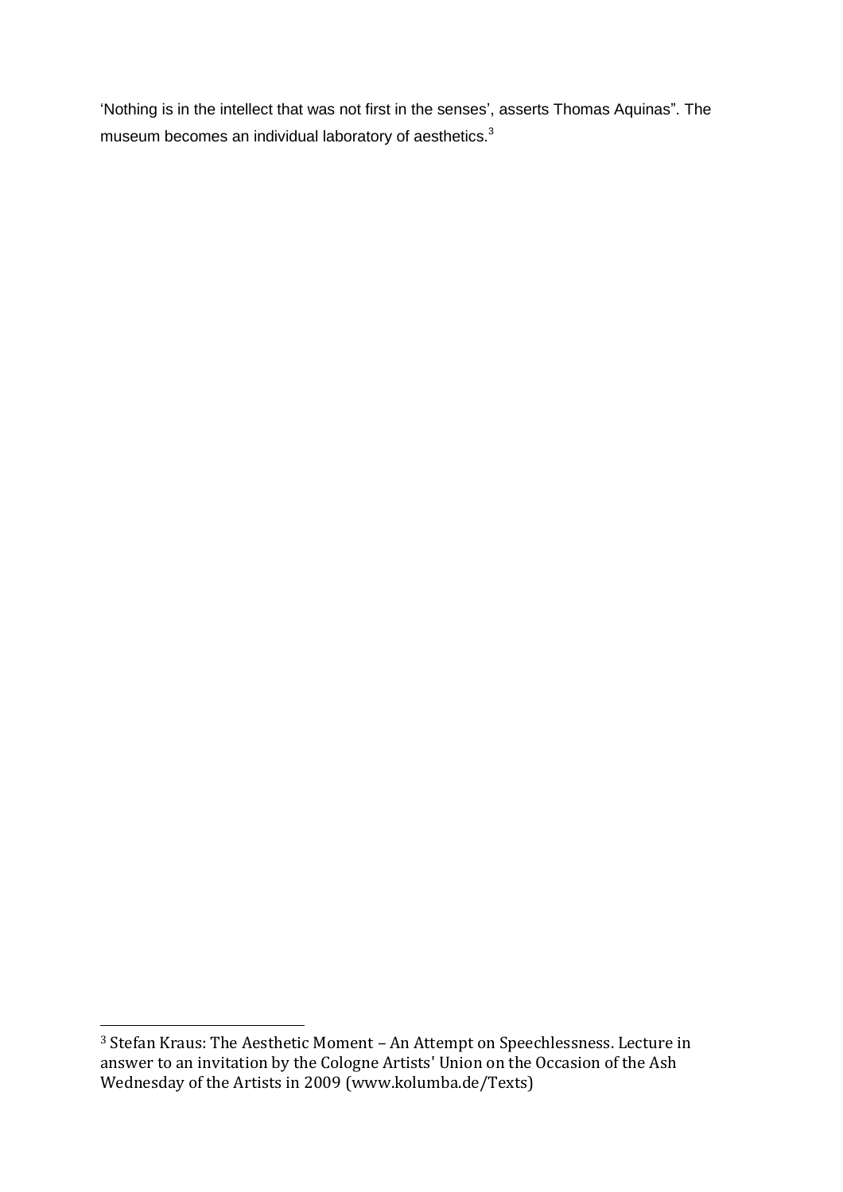'Nothing is in the intellect that was not first in the senses', asserts Thomas Aquinas". The museum becomes an individual laboratory of aesthetics.[3]

---

[3] Stefan Kraus: The Aesthetic Moment – An Attempt on Speechlessness. Lecture in answer to an invitation by the Cologne Artists' Union on the Occasion of the Ash Wednesday of the Artists in 2009 (www.kolumba.de/Texts)